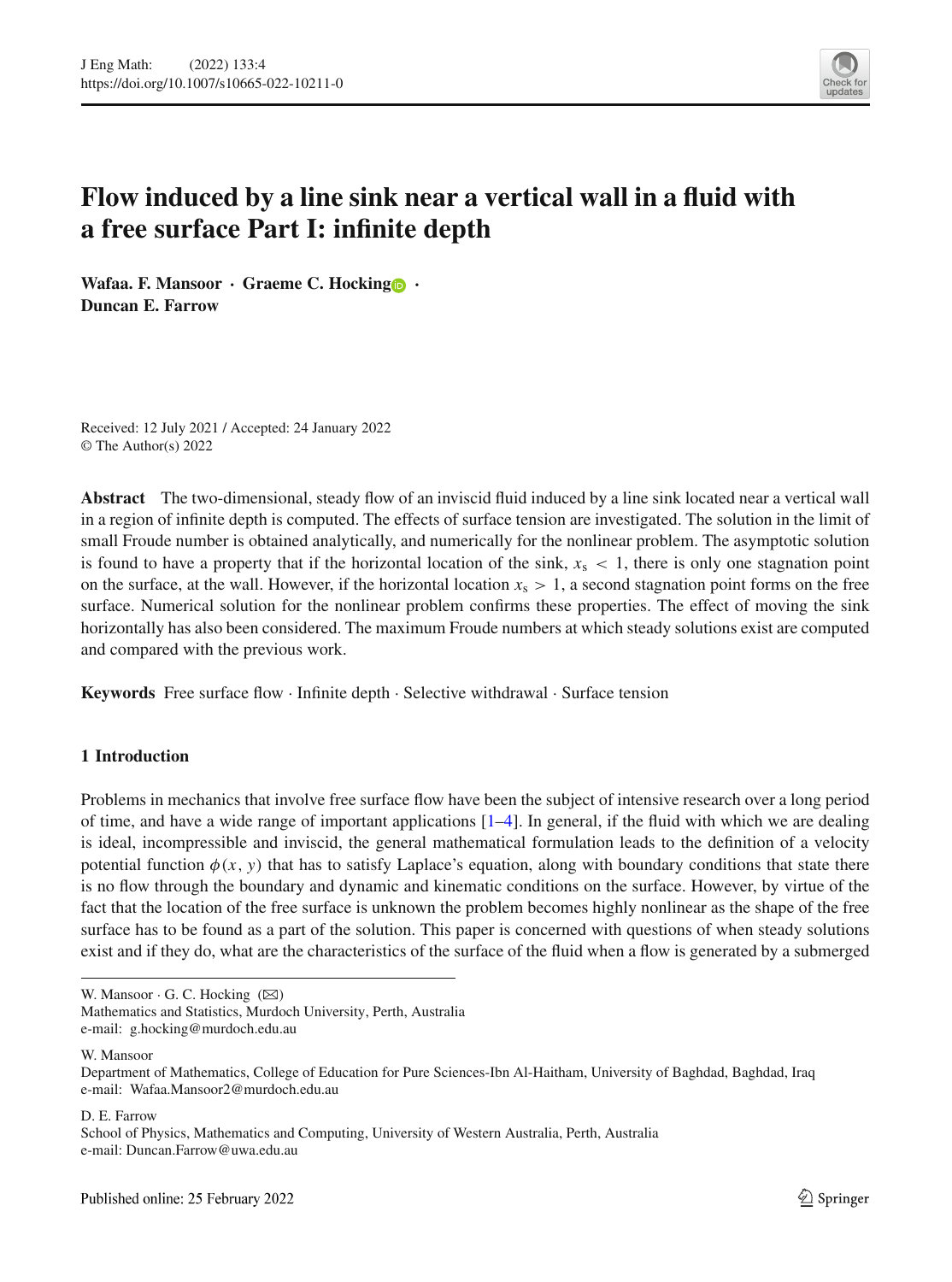# Flow induced by a line sink near a vertical wall in a fluid with a free surface Part I: infinite depth

**Wafaa. F. Mansoor · Graeme C. Hocking · Duncan E. Farrow**

Received: 12 July 2021 / Accepted: 24 January 2022
© The Author(s) 2022

**Abstract** The two-dimensional, steady flow of an inviscid fluid induced by a line sink located near a vertical wall in a region of infinite depth is computed. The effects of surface tension are investigated. The solution in the limit of small Froude number is obtained analytically, and numerically for the nonlinear problem. The asymptotic solution is found to have a property that if the horizontal location of the sink, $x_s < 1$, there is only one stagnation point on the surface, at the wall. However, if the horizontal location $x_s > 1$, a second stagnation point forms on the free surface. Numerical solution for the nonlinear problem confirms these properties. The effect of moving the sink horizontally has also been considered. The maximum Froude numbers at which steady solutions exist are computed and compared with the previous work.

**Keywords** Free surface flow · Infinite depth · Selective withdrawal · Surface tension

## 1 Introduction

Problems in mechanics that involve free surface flow have been the subject of intensive research over a long period of time, and have a wide range of important applications [1–4]. In general, if the fluid with which we are dealing is ideal, incompressible and inviscid, the general mathematical formulation leads to the definition of a velocity potential function $\phi(x, y)$ that has to satisfy Laplace's equation, along with boundary conditions that state there is no flow through the boundary and dynamic and kinematic conditions on the surface. However, by virtue of the fact that the location of the free surface is unknown the problem becomes highly nonlinear as the shape of the free surface has to be found as a part of the solution. This paper is concerned with questions of when steady solutions exist and if they do, what are the characteristics of the surface of the fluid when a flow is generated by a submerged

---

W. Mansoor · G. C. Hocking (✉)
Mathematics and Statistics, Murdoch University, Perth, Australia
e-mail: g.hocking@murdoch.edu.au

W. Mansoor
Department of Mathematics, College of Education for Pure Sciences-Ibn Al-Haitham, University of Baghdad, Baghdad, Iraq
e-mail: Wafaa.Mansoor2@murdoch.edu.au

D. E. Farrow
School of Physics, Mathematics and Computing, University of Western Australia, Perth, Australia
e-mail: Duncan.Farrow@uwa.edu.au

Published online: 25 February 2022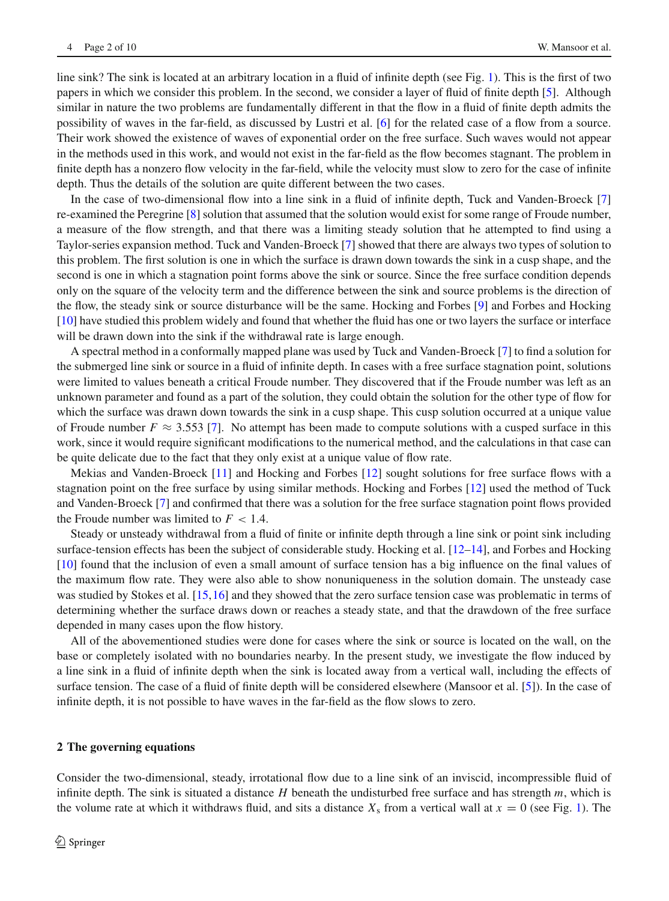line sink? The sink is located at an arbitrary location in a fluid of infinite depth (see Fig. 1). This is the first of two papers in which we consider this problem. In the second, we consider a layer of fluid of finite depth [5]. Although similar in nature the two problems are fundamentally different in that the flow in a fluid of finite depth admits the possibility of waves in the far-field, as discussed by Lustri et al. [6] for the related case of a flow from a source. Their work showed the existence of waves of exponential order on the free surface. Such waves would not appear in the methods used in this work, and would not exist in the far-field as the flow becomes stagnant. The problem in finite depth has a nonzero flow velocity in the far-field, while the velocity must slow to zero for the case of infinite depth. Thus the details of the solution are quite different between the two cases.

In the case of two-dimensional flow into a line sink in a fluid of infinite depth, Tuck and Vanden-Broeck [7] re-examined the Peregrine [8] solution that assumed that the solution would exist for some range of Froude number, a measure of the flow strength, and that there was a limiting steady solution that he attempted to find using a Taylor-series expansion method. Tuck and Vanden-Broeck [7] showed that there are always two types of solution to this problem. The first solution is one in which the surface is drawn down towards the sink in a cusp shape, and the second is one in which a stagnation point forms above the sink or source. Since the free surface condition depends only on the square of the velocity term and the difference between the sink and source problems is the direction of the flow, the steady sink or source disturbance will be the same. Hocking and Forbes [9] and Forbes and Hocking [10] have studied this problem widely and found that whether the fluid has one or two layers the surface or interface will be drawn down into the sink if the withdrawal rate is large enough.

A spectral method in a conformally mapped plane was used by Tuck and Vanden-Broeck [7] to find a solution for the submerged line sink or source in a fluid of infinite depth. In cases with a free surface stagnation point, solutions were limited to values beneath a critical Froude number. They discovered that if the Froude number was left as an unknown parameter and found as a part of the solution, they could obtain the solution for the other type of flow for which the surface was drawn down towards the sink in a cusp shape. This cusp solution occurred at a unique value of Froude number $F \approx 3.553$ [7]. No attempt has been made to compute solutions with a cusped surface in this work, since it would require significant modifications to the numerical method, and the calculations in that case can be quite delicate due to the fact that they only exist at a unique value of flow rate.

Mekias and Vanden-Broeck [11] and Hocking and Forbes [12] sought solutions for free surface flows with a stagnation point on the free surface by using similar methods. Hocking and Forbes [12] used the method of Tuck and Vanden-Broeck [7] and confirmed that there was a solution for the free surface stagnation point flows provided the Froude number was limited to $F < 1.4$.

Steady or unsteady withdrawal from a fluid of finite or infinite depth through a line sink or point sink including surface-tension effects has been the subject of considerable study. Hocking et al. [12–14], and Forbes and Hocking [10] found that the inclusion of even a small amount of surface tension has a big influence on the final values of the maximum flow rate. They were also able to show nonuniqueness in the solution domain. The unsteady case was studied by Stokes et al. [15,16] and they showed that the zero surface tension case was problematic in terms of determining whether the surface draws down or reaches a steady state, and that the drawdown of the free surface depended in many cases upon the flow history.

All of the abovementioned studies were done for cases where the sink or source is located on the wall, on the base or completely isolated with no boundaries nearby. In the present study, we investigate the flow induced by a line sink in a fluid of infinite depth when the sink is located away from a vertical wall, including the effects of surface tension. The case of a fluid of finite depth will be considered elsewhere (Mansoor et al. [5]). In the case of infinite depth, it is not possible to have waves in the far-field as the flow slows to zero.

## 2 The governing equations

Consider the two-dimensional, steady, irrotational flow due to a line sink of an inviscid, incompressible fluid of infinite depth. The sink is situated a distance $H$ beneath the undisturbed free surface and has strength $m$, which is the volume rate at which it withdraws fluid, and sits a distance $X_s$ from a vertical wall at $x = 0$ (see Fig. 1). The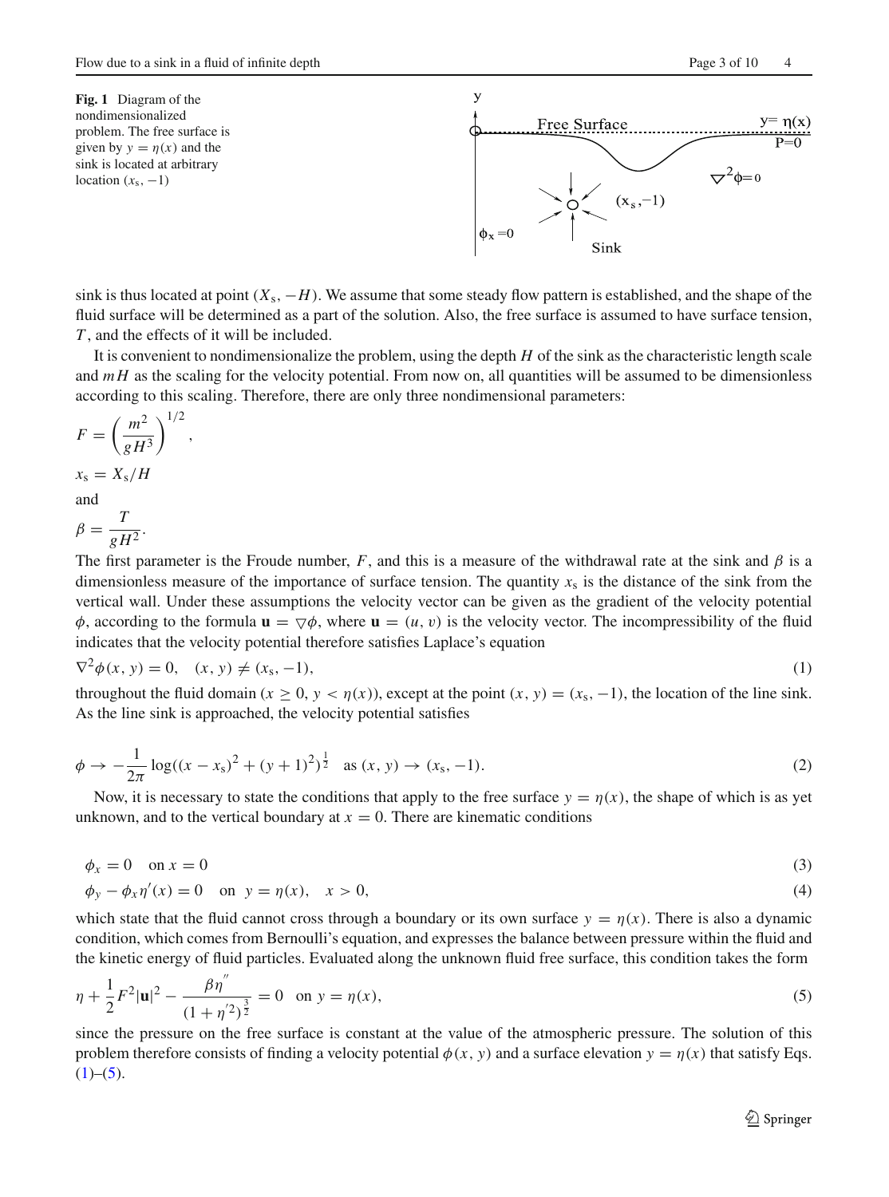**Fig. 1** Diagram of the nondimensionalized problem. The free surface is given by $y = \eta(x)$ and the sink is located at arbitrary location $(x_s, -1)$

sink is thus located at point $(X_s, -H)$. We assume that some steady flow pattern is established, and the shape of the fluid surface will be determined as a part of the solution. Also, the free surface is assumed to have surface tension, $T$, and the effects of it will be included.

It is convenient to nondimensionalize the problem, using the depth $H$ of the sink as the characteristic length scale and $mH$ as the scaling for the velocity potential. From now on, all quantities will be assumed to be dimensionless according to this scaling. Therefore, there are only three nondimensional parameters:

$$F = \left(\frac{m^2}{gH^3}\right)^{1/2},$$

$$x_s = X_s/H$$

and

$$\beta = \frac{T}{gH^2}.$$

The first parameter is the Froude number, $F$, and this is a measure of the withdrawal rate at the sink and $\beta$ is a dimensionless measure of the importance of surface tension. The quantity $x_s$ is the distance of the sink from the vertical wall. Under these assumptions the velocity vector can be given as the gradient of the velocity potential $\phi$, according to the formula $\mathbf{u} = \nabla\phi$, where $\mathbf{u} = (u, v)$ is the velocity vector. The incompressibility of the fluid indicates that the velocity potential therefore satisfies Laplace's equation

$$\nabla^2\phi(x, y) = 0, \quad (x, y) \neq (x_s, -1), \tag{1}$$

throughout the fluid domain ($x \geq 0$, $y < \eta(x)$), except at the point $(x, y) = (x_s, -1)$, the location of the line sink. As the line sink is approached, the velocity potential satisfies

$$\phi \to -\frac{1}{2\pi}\log((x - x_s)^2 + (y + 1)^2)^{\frac{1}{2}} \quad \text{as } (x, y) \to (x_s, -1). \tag{2}$$

Now, it is necessary to state the conditions that apply to the free surface $y = \eta(x)$, the shape of which is as yet unknown, and to the vertical boundary at $x = 0$. There are kinematic conditions

$$\phi_x = 0 \quad \text{on } x = 0 \tag{3}$$

$$\phi_y - \phi_x\eta'(x) = 0 \quad \text{on } y = \eta(x), \quad x > 0, \tag{4}$$

which state that the fluid cannot cross through a boundary or its own surface $y = \eta(x)$. There is also a dynamic condition, which comes from Bernoulli's equation, and expresses the balance between pressure within the fluid and the kinetic energy of fluid particles. Evaluated along the unknown fluid free surface, this condition takes the form

$$\eta + \frac{1}{2}F^2|\mathbf{u}|^2 - \frac{\beta\eta''}{(1 + \eta'^2)^{\frac{3}{2}}} = 0 \quad \text{on } y = \eta(x), \tag{5}$$

since the pressure on the free surface is constant at the value of the atmospheric pressure. The solution of this problem therefore consists of finding a velocity potential $\phi(x, y)$ and a surface elevation $y = \eta(x)$ that satisfy Eqs. (1)–(5).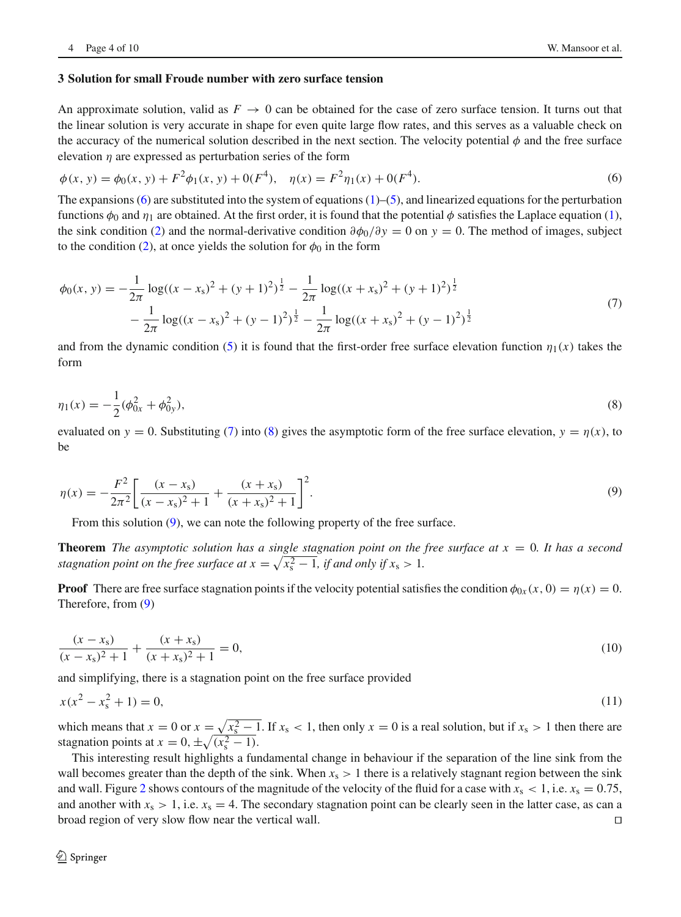## 3 Solution for small Froude number with zero surface tension

An approximate solution, valid as $F \to 0$ can be obtained for the case of zero surface tension. It turns out that the linear solution is very accurate in shape for even quite large flow rates, and this serves as a valuable check on the accuracy of the numerical solution described in the next section. The velocity potential $\phi$ and the free surface elevation $\eta$ are expressed as perturbation series of the form

$$\phi(x, y) = \phi_0(x, y) + F^2\phi_1(x, y) + 0(F^4), \quad \eta(x) = F^2\eta_1(x) + 0(F^4). \tag{6}$$

The expansions (6) are substituted into the system of equations (1)–(5), and linearized equations for the perturbation functions $\phi_0$ and $\eta_1$ are obtained. At the first order, it is found that the potential $\phi$ satisfies the Laplace equation (1), the sink condition (2) and the normal-derivative condition $\partial\phi_0/\partial y = 0$ on $y = 0$. The method of images, subject to the condition (2), at once yields the solution for $\phi_0$ in the form

$$\begin{aligned}\phi_0(x, y) = &-\frac{1}{2\pi}\log((x - x_s)^2 + (y + 1)^2)^{\frac{1}{2}} - \frac{1}{2\pi}\log((x + x_s)^2 + (y + 1)^2)^{\frac{1}{2}} \\ &- \frac{1}{2\pi}\log((x - x_s)^2 + (y - 1)^2)^{\frac{1}{2}} - \frac{1}{2\pi}\log((x + x_s)^2 + (y - 1)^2)^{\frac{1}{2}}\end{aligned} \tag{7}$$

and from the dynamic condition (5) it is found that the first-order free surface elevation function $\eta_1(x)$ takes the form

$$\eta_1(x) = -\frac{1}{2}(\phi_{0x}^2 + \phi_{0y}^2), \tag{8}$$

evaluated on $y = 0$. Substituting (7) into (8) gives the asymptotic form of the free surface elevation, $y = \eta(x)$, to be

$$\eta(x) = -\frac{F^2}{2\pi^2}\left[\frac{(x - x_s)}{(x - x_s)^2 + 1} + \frac{(x + x_s)}{(x + x_s)^2 + 1}\right]^2. \tag{9}$$

From this solution (9), we can note the following property of the free surface.

**Theorem** *The asymptotic solution has a single stagnation point on the free surface at $x = 0$. It has a second stagnation point on the free surface at $x = \sqrt{x_s^2 - 1}$, if and only if $x_s > 1$.*

**Proof** There are free surface stagnation points if the velocity potential satisfies the condition $\phi_{0x}(x, 0) = \eta(x) = 0$. Therefore, from (9)

$$\frac{(x - x_s)}{(x - x_s)^2 + 1} + \frac{(x + x_s)}{(x + x_s)^2 + 1} = 0, \tag{10}$$

and simplifying, there is a stagnation point on the free surface provided

$$x(x^2 - x_s^2 + 1) = 0, \tag{11}$$

which means that $x = 0$ or $x = \sqrt{x_s^2 - 1}$. If $x_s < 1$, then only $x = 0$ is a real solution, but if $x_s > 1$ then there are stagnation points at $x = 0, \pm\sqrt{(x_s^2 - 1)}$.

This interesting result highlights a fundamental change in behaviour if the separation of the line sink from the wall becomes greater than the depth of the sink. When $x_s > 1$ there is a relatively stagnant region between the sink and wall. Figure 2 shows contours of the magnitude of the velocity of the fluid for a case with $x_s < 1$, i.e. $x_s = 0.75$, and another with $x_s > 1$, i.e. $x_s = 4$. The secondary stagnation point can be clearly seen in the latter case, as can a broad region of very slow flow near the vertical wall. □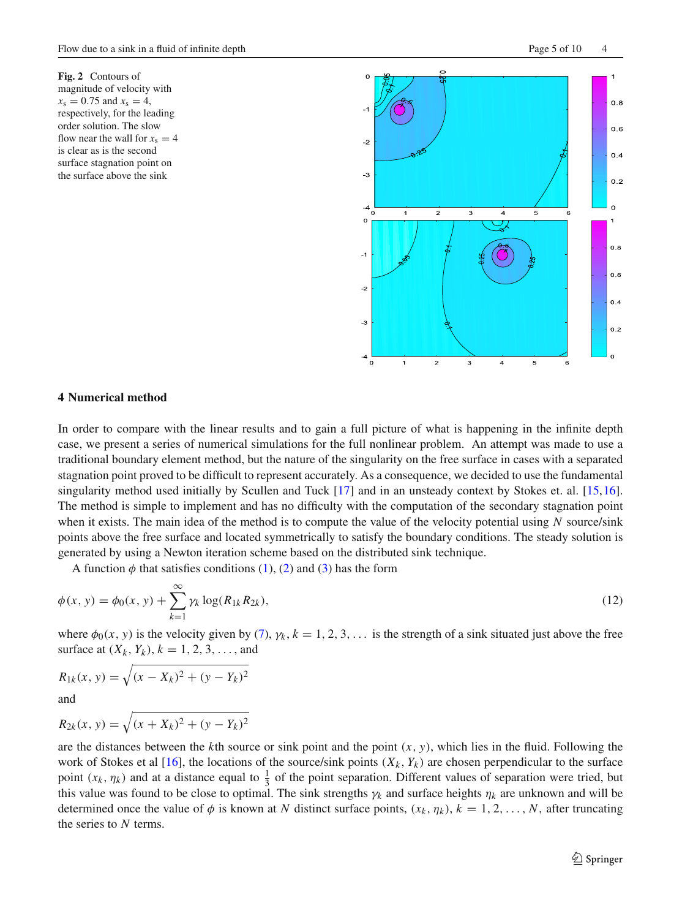**Fig. 2** Contours of magnitude of velocity with $x_s = 0.75$ and $x_s = 4$, respectively, for the leading order solution. The slow flow near the wall for $x_s = 4$ is clear as is the second surface stagnation point on the surface above the sink

## 4 Numerical method

In order to compare with the linear results and to gain a full picture of what is happening in the infinite depth case, we present a series of numerical simulations for the full nonlinear problem. An attempt was made to use a traditional boundary element method, but the nature of the singularity on the free surface in cases with a separated stagnation point proved to be difficult to represent accurately. As a consequence, we decided to use the fundamental singularity method used initially by Scullen and Tuck [17] and in an unsteady context by Stokes et. al. [15,16]. The method is simple to implement and has no difficulty with the computation of the secondary stagnation point when it exists. The main idea of the method is to compute the value of the velocity potential using $N$ source/sink points above the free surface and located symmetrically to satisfy the boundary conditions. The steady solution is generated by using a Newton iteration scheme based on the distributed sink technique.

A function $\phi$ that satisfies conditions (1), (2) and (3) has the form

$$\phi(x, y) = \phi_0(x, y) + \sum_{k=1}^{\infty} \gamma_k \log(R_{1k} R_{2k}), \tag{12}$$

where $\phi_0(x, y)$ is the velocity given by (7), $\gamma_k$, $k = 1, 2, 3, \ldots$ is the strength of a sink situated just above the free surface at $(X_k, Y_k)$, $k = 1, 2, 3, \ldots$, and

$$R_{1k}(x, y) = \sqrt{(x - X_k)^2 + (y - Y_k)^2}$$

and

$$R_{2k}(x, y) = \sqrt{(x + X_k)^2 + (y - Y_k)^2}$$

are the distances between the $k$th source or sink point and the point $(x, y)$, which lies in the fluid. Following the work of Stokes et al [16], the locations of the source/sink points $(X_k, Y_k)$ are chosen perpendicular to the surface point $(x_k, \eta_k)$ and at a distance equal to $\frac{1}{3}$ of the point separation. Different values of separation were tried, but this value was found to be close to optimal. The sink strengths $\gamma_k$ and surface heights $\eta_k$ are unknown and will be determined once the value of $\phi$ is known at $N$ distinct surface points, $(x_k, \eta_k)$, $k = 1, 2, \ldots, N$, after truncating the series to $N$ terms.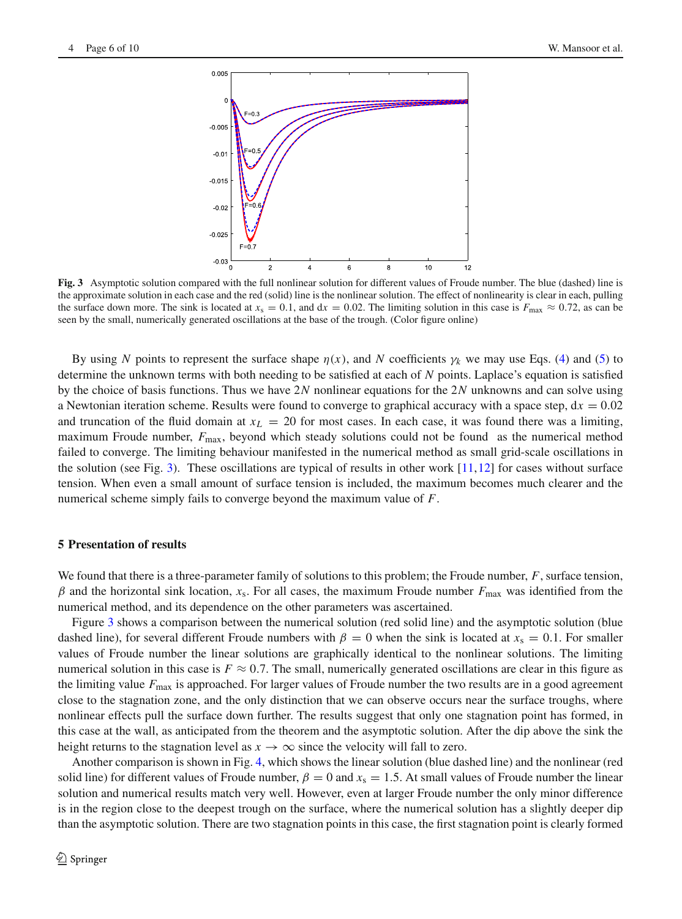**Fig. 3** Asymptotic solution compared with the full nonlinear solution for different values of Froude number. The blue (dashed) line is the approximate solution in each case and the red (solid) line is the nonlinear solution. The effect of nonlinearity is clear in each, pulling the surface down more. The sink is located at $x_s = 0.1$, and $dx = 0.02$. The limiting solution in this case is $F_{max} \approx 0.72$, as can be seen by the small, numerically generated oscillations at the base of the trough. (Color figure online)

By using $N$ points to represent the surface shape $\eta(x)$, and $N$ coefficients $\gamma_k$ we may use Eqs. (4) and (5) to determine the unknown terms with both needing to be satisfied at each of $N$ points. Laplace's equation is satisfied by the choice of basis functions. Thus we have $2N$ nonlinear equations for the $2N$ unknowns and can solve using a Newtonian iteration scheme. Results were found to converge to graphical accuracy with a space step, $dx = 0.02$ and truncation of the fluid domain at $x_L = 20$ for most cases. In each case, it was found there was a limiting, maximum Froude number, $F_{max}$, beyond which steady solutions could not be found as the numerical method failed to converge. The limiting behaviour manifested in the numerical method as small grid-scale oscillations in the solution (see Fig. 3). These oscillations are typical of results in other work [11,12] for cases without surface tension. When even a small amount of surface tension is included, the maximum becomes much clearer and the numerical scheme simply fails to converge beyond the maximum value of $F$.

## 5 Presentation of results

We found that there is a three-parameter family of solutions to this problem; the Froude number, $F$, surface tension, $\beta$ and the horizontal sink location, $x_s$. For all cases, the maximum Froude number $F_{max}$ was identified from the numerical method, and its dependence on the other parameters was ascertained.

Figure 3 shows a comparison between the numerical solution (red solid line) and the asymptotic solution (blue dashed line), for several different Froude numbers with $\beta = 0$ when the sink is located at $x_s = 0.1$. For smaller values of Froude number the linear solutions are graphically identical to the nonlinear solutions. The limiting numerical solution in this case is $F \approx 0.7$. The small, numerically generated oscillations are clear in this figure as the limiting value $F_{max}$ is approached. For larger values of Froude number the two results are in a good agreement close to the stagnation zone, and the only distinction that we can observe occurs near the surface troughs, where nonlinear effects pull the surface down further. The results suggest that only one stagnation point has formed, in this case at the wall, as anticipated from the theorem and the asymptotic solution. After the dip above the sink the height returns to the stagnation level as $x \to \infty$ since the velocity will fall to zero.

Another comparison is shown in Fig. 4, which shows the linear solution (blue dashed line) and the nonlinear (red solid line) for different values of Froude number, $\beta = 0$ and $x_s = 1.5$. At small values of Froude number the linear solution and numerical results match very well. However, even at larger Froude number the only minor difference is in the region close to the deepest trough on the surface, where the numerical solution has a slightly deeper dip than the asymptotic solution. There are two stagnation points in this case, the first stagnation point is clearly formed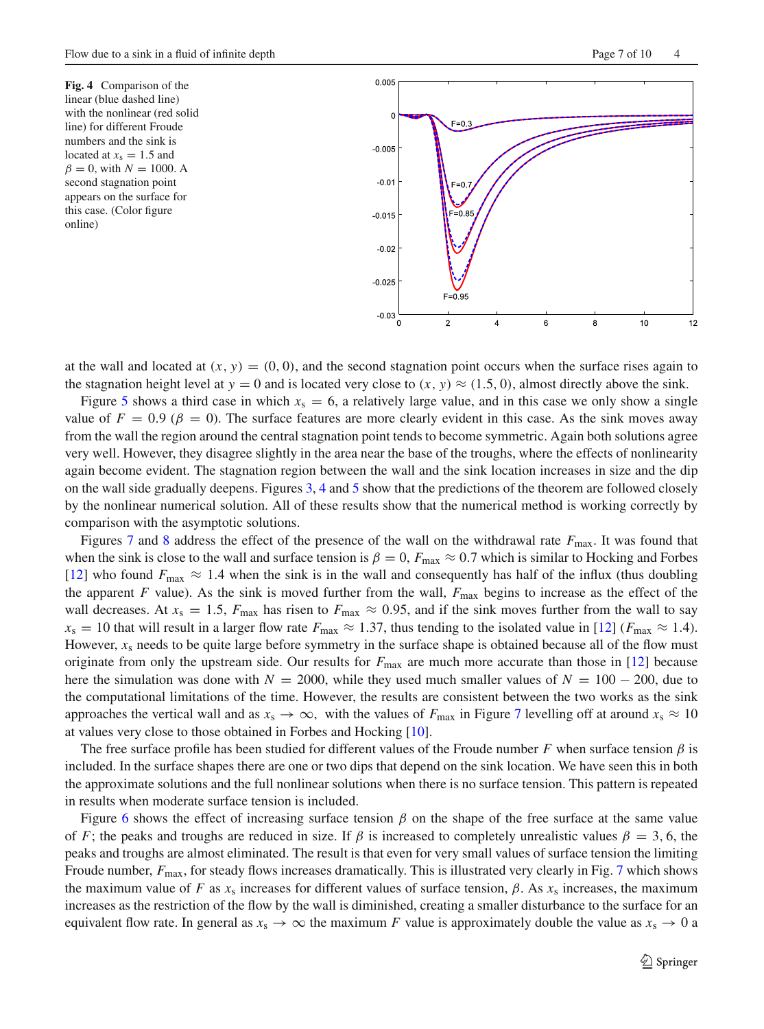**Fig. 4** Comparison of the linear (blue dashed line) with the nonlinear (red solid line) for different Froude numbers and the sink is located at $x_s = 1.5$ and $\beta = 0$, with $N = 1000$. A second stagnation point appears on the surface for this case. (Color figure online)

at the wall and located at $(x, y) = (0, 0)$, and the second stagnation point occurs when the surface rises again to the stagnation height level at $y = 0$ and is located very close to $(x, y) \approx (1.5, 0)$, almost directly above the sink.

Figure 5 shows a third case in which $x_s = 6$, a relatively large value, and in this case we only show a single value of $F = 0.9$ ($\beta = 0$). The surface features are more clearly evident in this case. As the sink moves away from the wall the region around the central stagnation point tends to become symmetric. Again both solutions agree very well. However, they disagree slightly in the area near the base of the troughs, where the effects of nonlinearity again become evident. The stagnation region between the wall and the sink location increases in size and the dip on the wall side gradually deepens. Figures 3, 4 and 5 show that the predictions of the theorem are followed closely by the nonlinear numerical solution. All of these results show that the numerical method is working correctly by comparison with the asymptotic solutions.

Figures 7 and 8 address the effect of the presence of the wall on the withdrawal rate $F_{\max}$. It was found that when the sink is close to the wall and surface tension is $\beta = 0$, $F_{\max} \approx 0.7$ which is similar to Hocking and Forbes [12] who found $F_{\max} \approx 1.4$ when the sink is in the wall and consequently has half of the influx (thus doubling the apparent $F$ value). As the sink is moved further from the wall, $F_{\max}$ begins to increase as the effect of the wall decreases. At $x_s = 1.5$, $F_{\max}$ has risen to $F_{\max} \approx 0.95$, and if the sink moves further from the wall to say $x_s = 10$ that will result in a larger flow rate $F_{\max} \approx 1.37$, thus tending to the isolated value in [12] ($F_{\max} \approx 1.4$). However, $x_s$ needs to be quite large before symmetry in the surface shape is obtained because all of the flow must originate from only the upstream side. Our results for $F_{\max}$ are much more accurate than those in [12] because here the simulation was done with $N = 2000$, while they used much smaller values of $N = 100 - 200$, due to the computational limitations of the time. However, the results are consistent between the two works as the sink approaches the vertical wall and as $x_s \to \infty$, with the values of $F_{\max}$ in Figure 7 levelling off at around $x_s \approx 10$ at values very close to those obtained in Forbes and Hocking [10].

The free surface profile has been studied for different values of the Froude number $F$ when surface tension $\beta$ is included. In the surface shapes there are one or two dips that depend on the sink location. We have seen this in both the approximate solutions and the full nonlinear solutions when there is no surface tension. This pattern is repeated in results when moderate surface tension is included.

Figure 6 shows the effect of increasing surface tension $\beta$ on the shape of the free surface at the same value of $F$; the peaks and troughs are reduced in size. If $\beta$ is increased to completely unrealistic values $\beta = 3, 6$, the peaks and troughs are almost eliminated. The result is that even for very small values of surface tension the limiting Froude number, $F_{\max}$, for steady flows increases dramatically. This is illustrated very clearly in Fig. 7 which shows the maximum value of $F$ as $x_s$ increases for different values of surface tension, $\beta$. As $x_s$ increases, the maximum increases as the restriction of the flow by the wall is diminished, creating a smaller disturbance to the surface for an equivalent flow rate. In general as $x_s \to \infty$ the maximum $F$ value is approximately double the value as $x_s \to 0$ a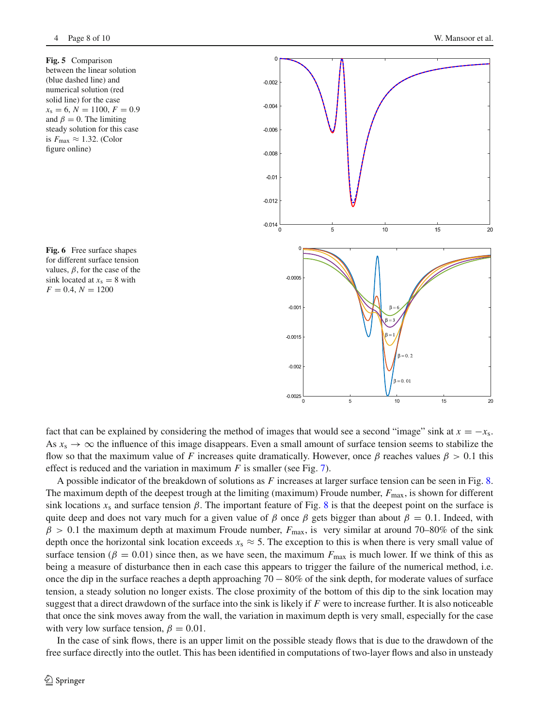**Fig. 5** Comparison between the linear solution (blue dashed line) and numerical solution (red solid line) for the case $x_s = 6$, $N = 1100$, $F = 0.9$ and $\beta = 0$. The limiting steady solution for this case is $F_{max} \approx 1.32$. (Color figure online)

**Fig. 6** Free surface shapes for different surface tension values, $\beta$, for the case of the sink located at $x_s = 8$ with $F = 0.4$, $N = 1200$

fact that can be explained by considering the method of images that would see a second "image" sink at $x = -x_s$. As $x_s \to \infty$ the influence of this image disappears. Even a small amount of surface tension seems to stabilize the flow so that the maximum value of $F$ increases quite dramatically. However, once $\beta$ reaches values $\beta > 0.1$ this effect is reduced and the variation in maximum $F$ is smaller (see Fig. 7).

A possible indicator of the breakdown of solutions as $F$ increases at larger surface tension can be seen in Fig. 8. The maximum depth of the deepest trough at the limiting (maximum) Froude number, $F_{max}$, is shown for different sink locations $x_s$ and surface tension $\beta$. The important feature of Fig. 8 is that the deepest point on the surface is quite deep and does not vary much for a given value of $\beta$ once $\beta$ gets bigger than about $\beta = 0.1$. Indeed, with $\beta > 0.1$ the maximum depth at maximum Froude number, $F_{max}$, is very similar at around 70–80% of the sink depth once the horizontal sink location exceeds $x_s \approx 5$. The exception to this is when there is very small value of surface tension ($\beta = 0.01$) since then, as we have seen, the maximum $F_{max}$ is much lower. If we think of this as being a measure of disturbance then in each case this appears to trigger the failure of the numerical method, i.e. once the dip in the surface reaches a depth approaching $70 - 80\%$ of the sink depth, for moderate values of surface tension, a steady solution no longer exists. The close proximity of the bottom of this dip to the sink location may suggest that a direct drawdown of the surface into the sink is likely if $F$ were to increase further. It is also noticeable that once the sink moves away from the wall, the variation in maximum depth is very small, especially for the case with very low surface tension, $\beta = 0.01$.

In the case of sink flows, there is an upper limit on the possible steady flows that is due to the drawdown of the free surface directly into the outlet. This has been identified in computations of two-layer flows and also in unsteady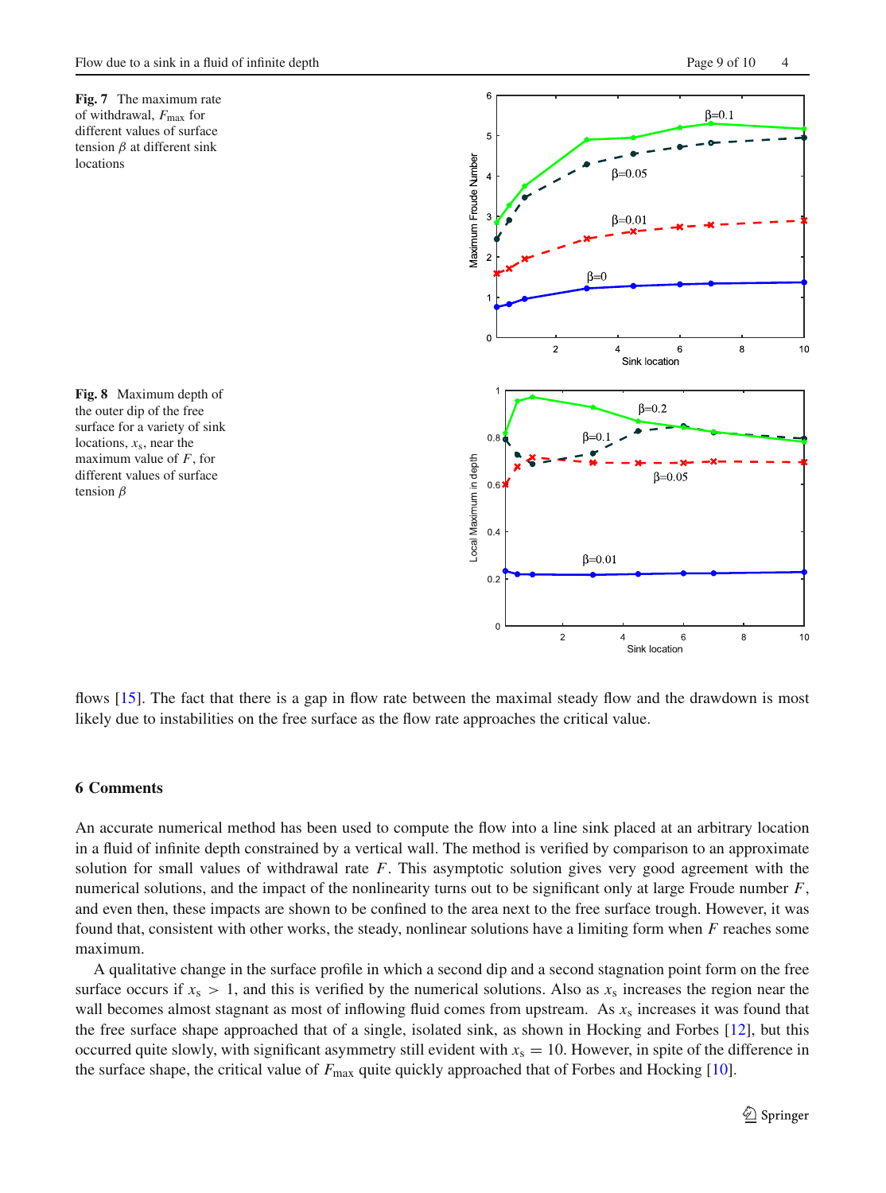**Fig. 7** The maximum rate of withdrawal, $F_{\max}$ for different values of surface tension $\beta$ at different sink locations

**Fig. 8** Maximum depth of the outer dip of the free surface for a variety of sink locations, $x_s$, near the maximum value of $F$, for different values of surface tension $\beta$

flows [15]. The fact that there is a gap in flow rate between the maximal steady flow and the drawdown is most likely due to instabilities on the free surface as the flow rate approaches the critical value.

## 6 Comments

An accurate numerical method has been used to compute the flow into a line sink placed at an arbitrary location in a fluid of infinite depth constrained by a vertical wall. The method is verified by comparison to an approximate solution for small values of withdrawal rate $F$. This asymptotic solution gives very good agreement with the numerical solutions, and the impact of the nonlinearity turns out to be significant only at large Froude number $F$, and even then, these impacts are shown to be confined to the area next to the free surface trough. However, it was found that, consistent with other works, the steady, nonlinear solutions have a limiting form when $F$ reaches some maximum.

A qualitative change in the surface profile in which a second dip and a second stagnation point form on the free surface occurs if $x_s > 1$, and this is verified by the numerical solutions. Also as $x_s$ increases the region near the wall becomes almost stagnant as most of inflowing fluid comes from upstream. As $x_s$ increases it was found that the free surface shape approached that of a single, isolated sink, as shown in Hocking and Forbes [12], but this occurred quite slowly, with significant asymmetry still evident with $x_s = 10$. However, in spite of the difference in the surface shape, the critical value of $F_{\max}$ quite quickly approached that of Forbes and Hocking [10].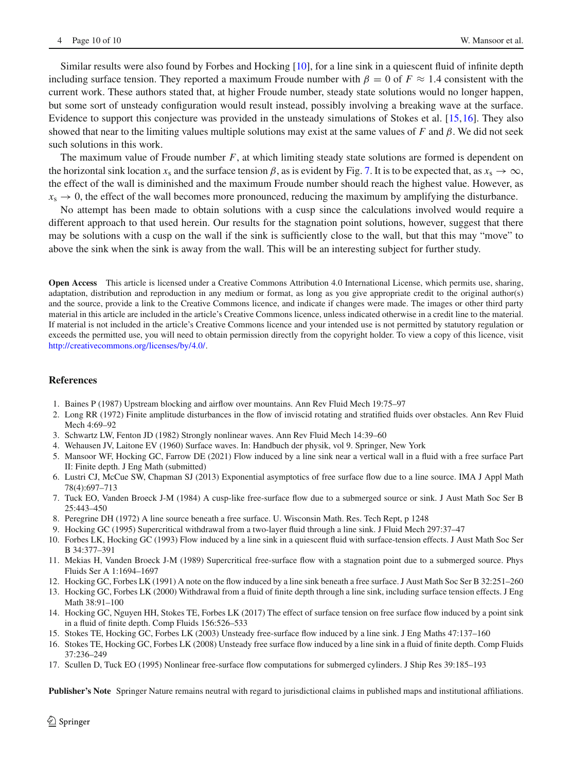Similar results were also found by Forbes and Hocking [10], for a line sink in a quiescent fluid of infinite depth including surface tension. They reported a maximum Froude number with $\beta = 0$ of $F \approx 1.4$ consistent with the current work. These authors stated that, at higher Froude number, steady state solutions would no longer happen, but some sort of unsteady configuration would result instead, possibly involving a breaking wave at the surface. Evidence to support this conjecture was provided in the unsteady simulations of Stokes et al. [15,16]. They also showed that near to the limiting values multiple solutions may exist at the same values of $F$ and $\beta$. We did not seek such solutions in this work.

The maximum value of Froude number $F$, at which limiting steady state solutions are formed is dependent on the horizontal sink location $x_s$ and the surface tension $\beta$, as is evident by Fig. 7. It is to be expected that, as $x_s \to \infty$, the effect of the wall is diminished and the maximum Froude number should reach the highest value. However, as $x_s \to 0$, the effect of the wall becomes more pronounced, reducing the maximum by amplifying the disturbance.

No attempt has been made to obtain solutions with a cusp since the calculations involved would require a different approach to that used herein. Our results for the stagnation point solutions, however, suggest that there may be solutions with a cusp on the wall if the sink is sufficiently close to the wall, but that this may "move" to above the sink when the sink is away from the wall. This will be an interesting subject for further study.

**Open Access** This article is licensed under a Creative Commons Attribution 4.0 International License, which permits use, sharing, adaptation, distribution and reproduction in any medium or format, as long as you give appropriate credit to the original author(s) and the source, provide a link to the Creative Commons licence, and indicate if changes were made. The images or other third party material in this article are included in the article's Creative Commons licence, unless indicated otherwise in a credit line to the material. If material is not included in the article's Creative Commons licence and your intended use is not permitted by statutory regulation or exceeds the permitted use, you will need to obtain permission directly from the copyright holder. To view a copy of this licence, visit http://creativecommons.org/licenses/by/4.0/.

## References

1. Baines P (1987) Upstream blocking and airflow over mountains. Ann Rev Fluid Mech 19:75–97
2. Long RR (1972) Finite amplitude disturbances in the flow of inviscid rotating and stratified fluids over obstacles. Ann Rev Fluid Mech 4:69–92
3. Schwartz LW, Fenton JD (1982) Strongly nonlinear waves. Ann Rev Fluid Mech 14:39–60
4. Wehausen JV, Laitone EV (1960) Surface waves. In: Handbuch der physik, vol 9. Springer, New York
5. Mansoor WF, Hocking GC, Farrow DE (2021) Flow induced by a line sink near a vertical wall in a fluid with a free surface Part II: Finite depth. J Eng Math (submitted)
6. Lustri CJ, McCue SW, Chapman SJ (2013) Exponential asymptotics of free surface flow due to a line source. IMA J Appl Math 78(4):697–713
7. Tuck EO, Vanden Broeck J-M (1984) A cusp-like free-surface flow due to a submerged source or sink. J Aust Math Soc Ser B 25:443–450
8. Peregrine DH (1972) A line source beneath a free surface. U. Wisconsin Math. Res. Tech Rept, p 1248
9. Hocking GC (1995) Supercritical withdrawal from a two-layer fluid through a line sink. J Fluid Mech 297:37–47
10. Forbes LK, Hocking GC (1993) Flow induced by a line sink in a quiescent fluid with surface-tension effects. J Aust Math Soc Ser B 34:377–391
11. Mekias H, Vanden Broeck J-M (1989) Supercritical free-surface flow with a stagnation point due to a submerged source. Phys Fluids Ser A 1:1694–1697
12. Hocking GC, Forbes LK (1991) A note on the flow induced by a line sink beneath a free surface. J Aust Math Soc Ser B 32:251–260
13. Hocking GC, Forbes LK (2000) Withdrawal from a fluid of finite depth through a line sink, including surface tension effects. J Eng Math 38:91–100
14. Hocking GC, Nguyen HH, Stokes TE, Forbes LK (2017) The effect of surface tension on free surface flow induced by a point sink in a fluid of finite depth. Comp Fluids 156:526–533
15. Stokes TE, Hocking GC, Forbes LK (2003) Unsteady free-surface flow induced by a line sink. J Eng Maths 47:137–160
16. Stokes TE, Hocking GC, Forbes LK (2008) Unsteady free surface flow induced by a line sink in a fluid of finite depth. Comp Fluids 37:236–249
17. Scullen D, Tuck EO (1995) Nonlinear free-surface flow computations for submerged cylinders. J Ship Res 39:185–193

**Publisher's Note** Springer Nature remains neutral with regard to jurisdictional claims in published maps and institutional affiliations.